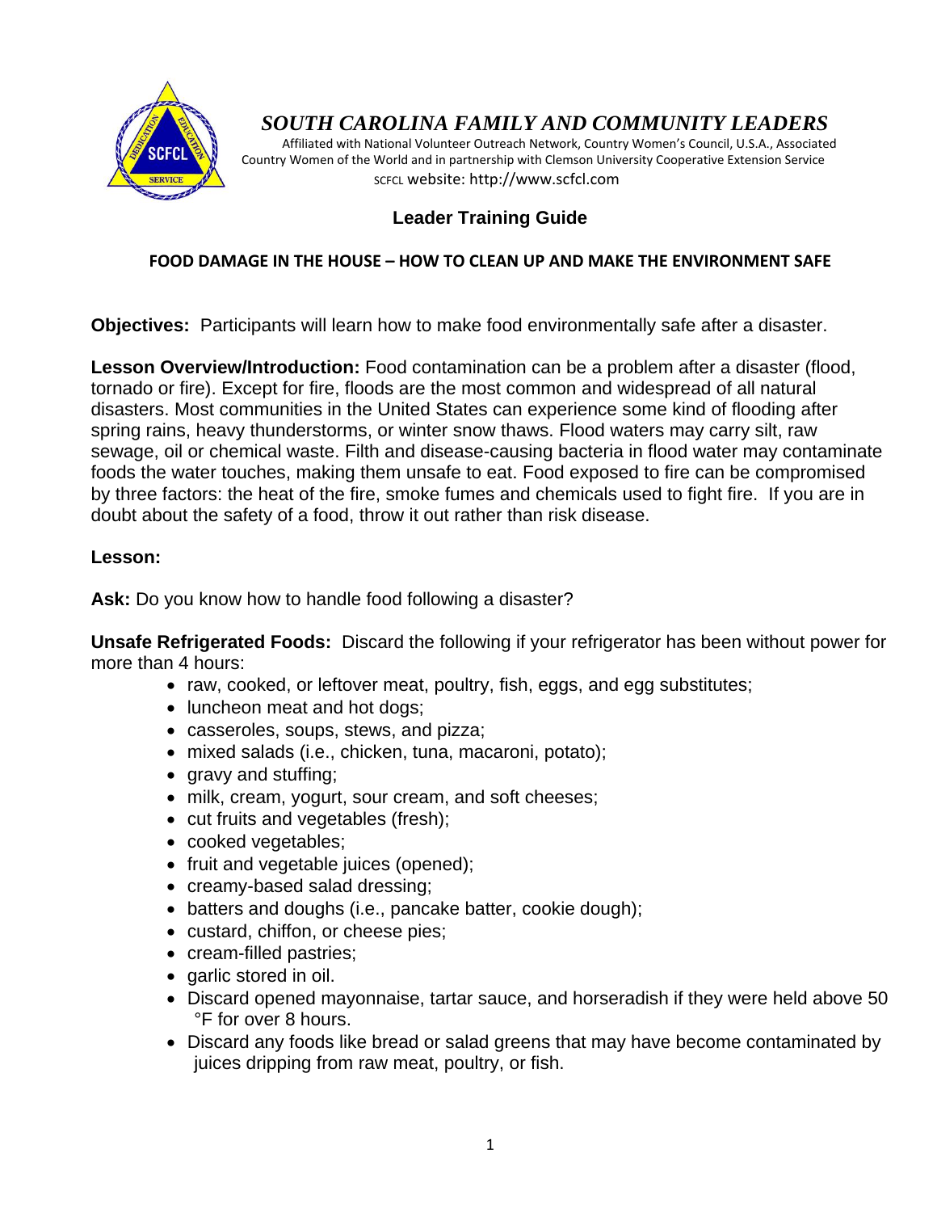# *SOUTH CAROLINA FAMILY AND COMMUNITY LEADERS*

Affiliated with National Volunteer Outreach Network, Country Women's Council, U.S.A., Associated Country Women of the World and in partnership with Clemson University Cooperative Extension Service

SCFCL website: http://www.scfcl.com

## Leader Training Guide

### FOOD DAMAGE IN THE HOUSE – HOW TO CLEAN UP AND MAKE THE ENVIRONMENT SAFE

**Objectives:** Participants will learn how to make food environmentally safe after a disaster.

**Lesson Overview/Introduction:** Food contamination can be a problem after a disaster (flood, tornado or fire). Except for fire, floods are the most common and widespread of all natural disasters. Most communities in the United States can experience some kind of flooding after spring rains, heavy thunderstorms, or winter snow thaws. Flood waters may carry silt, raw sewage, oil or chemical waste. Filth and disease-causing bacteria in flood water may contaminate foods the water touches, making them unsafe to eat. Food exposed to fire can be compromised by three factors: the heat of the fire, smoke fumes and chemicals used to fight fire. If you are in doubt about the safety of a food, throw it out rather than risk disease.

**Lesson:**

**Ask:** Do you know how to handle food following a disaster?

**Unsafe Refrigerated Foods:** Discard the following if your refrigerator has been without power for more than 4 hours:

- raw, cooked, or leftover meat, poultry, fish, eggs, and egg substitutes;
- luncheon meat and hot dogs;
- casseroles, soups, stews, and pizza;
- mixed salads (i.e., chicken, tuna, macaroni, potato);
- gravy and stuffing;
- milk, cream, yogurt, sour cream, and soft cheeses;
- cut fruits and vegetables (fresh);
- cooked vegetables;
- fruit and vegetable juices (opened);
- creamy-based salad dressing;
- batters and doughs (i.e., pancake batter, cookie dough);
- custard, chiffon, or cheese pies;
- cream-filled pastries;
- garlic stored in oil.
- Discard opened mayonnaise, tartar sauce, and horseradish if they were held above 50 °F for over 8 hours.
- Discard any foods like bread or salad greens that may have become contaminated by juices dripping from raw meat, poultry, or fish.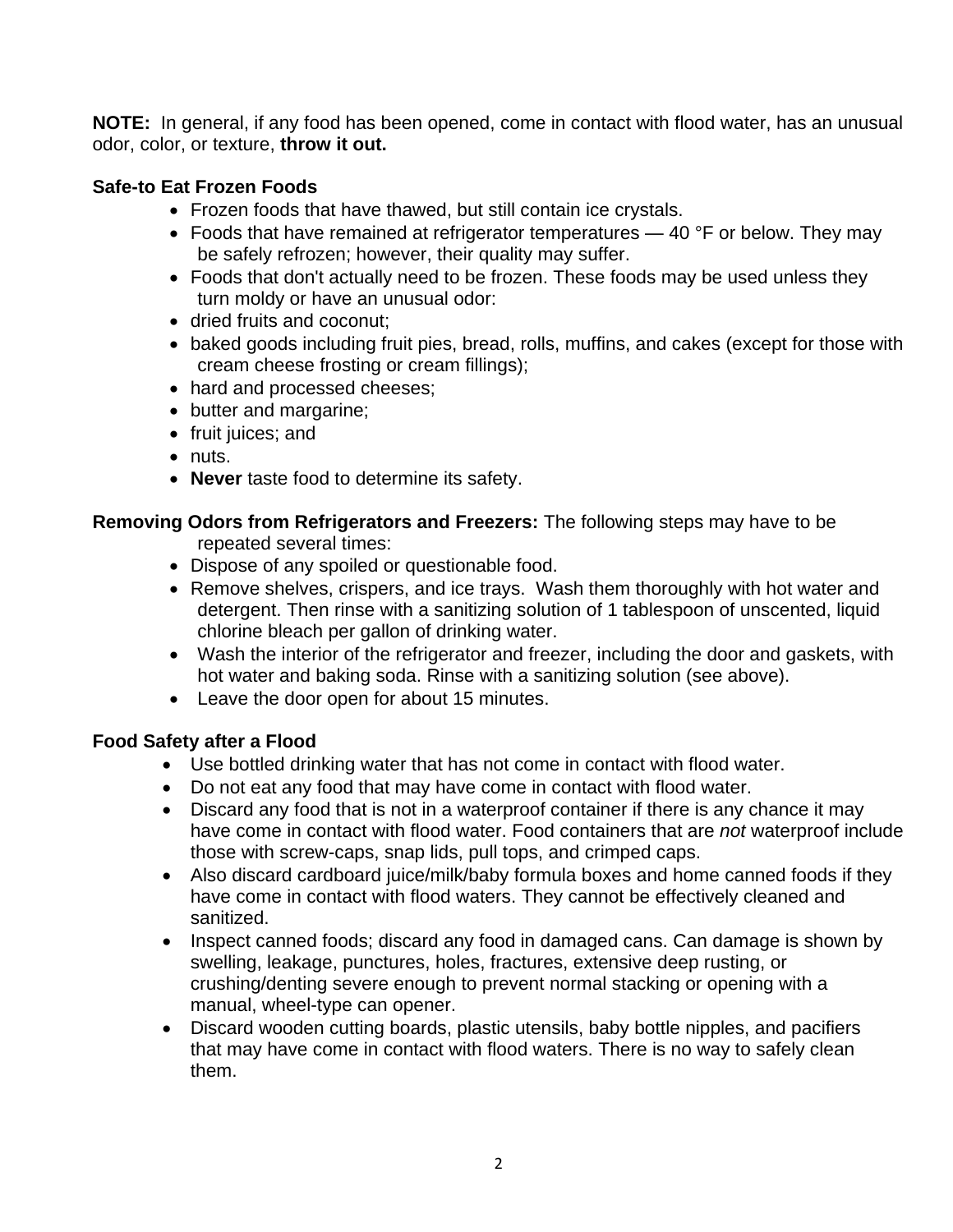**NOTE:** In general, if any food has been opened, come in contact with flood water, has an unusual odor, color, or texture, **throw it out.**

**Safe-to Eat Frozen Foods**

- Frozen foods that have thawed, but still contain ice crystals.
- Foods that have remained at refrigerator temperatures — 40 °F or below. They may be safely refrozen; however, their quality may suffer.
- Foods that don't actually need to be frozen. These foods may be used unless they turn moldy or have an unusual odor:
- dried fruits and coconut;
- baked goods including fruit pies, bread, rolls, muffins, and cakes (except for those with cream cheese frosting or cream fillings);
- hard and processed cheeses;
- butter and margarine;
- fruit juices; and
- nuts.
- **Never** taste food to determine its safety.

**Removing Odors from Refrigerators and Freezers:** The following steps may have to be repeated several times:

- Dispose of any spoiled or questionable food.
- Remove shelves, crispers, and ice trays. Wash them thoroughly with hot water and detergent. Then rinse with a sanitizing solution of 1 tablespoon of unscented, liquid chlorine bleach per gallon of drinking water.
- Wash the interior of the refrigerator and freezer, including the door and gaskets, with hot water and baking soda. Rinse with a sanitizing solution (see above).
- Leave the door open for about 15 minutes.

**Food Safety after a Flood**

- Use bottled drinking water that has not come in contact with flood water.
- Do not eat any food that may have come in contact with flood water.
- Discard any food that is not in a waterproof container if there is any chance it may have come in contact with flood water. Food containers that are *not* waterproof include those with screw-caps, snap lids, pull tops, and crimped caps.
- Also discard cardboard juice/milk/baby formula boxes and home canned foods if they have come in contact with flood waters. They cannot be effectively cleaned and sanitized.
- Inspect canned foods; discard any food in damaged cans. Can damage is shown by swelling, leakage, punctures, holes, fractures, extensive deep rusting, or crushing/denting severe enough to prevent normal stacking or opening with a manual, wheel-type can opener.
- Discard wooden cutting boards, plastic utensils, baby bottle nipples, and pacifiers that may have come in contact with flood waters. There is no way to safely clean them.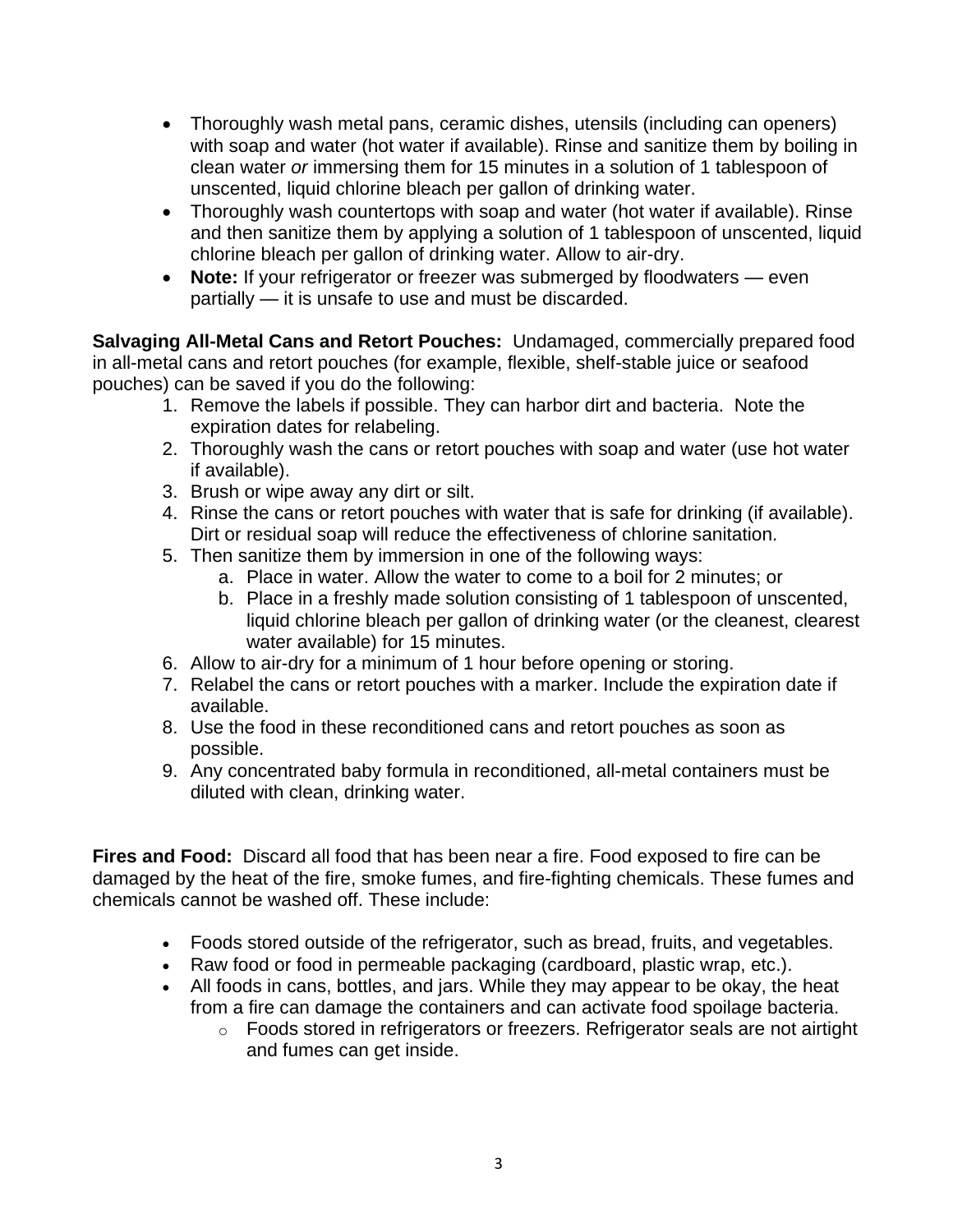- Thoroughly wash metal pans, ceramic dishes, utensils (including can openers) with soap and water (hot water if available). Rinse and sanitize them by boiling in clean water *or* immersing them for 15 minutes in a solution of 1 tablespoon of unscented, liquid chlorine bleach per gallon of drinking water.
- Thoroughly wash countertops with soap and water (hot water if available). Rinse and then sanitize them by applying a solution of 1 tablespoon of unscented, liquid chlorine bleach per gallon of drinking water. Allow to air-dry.
- **Note:** If your refrigerator or freezer was submerged by floodwaters — even partially — it is unsafe to use and must be discarded.

**Salvaging All-Metal Cans and Retort Pouches:** Undamaged, commercially prepared food in all-metal cans and retort pouches (for example, flexible, shelf-stable juice or seafood pouches) can be saved if you do the following:

1. Remove the labels if possible. They can harbor dirt and bacteria. Note the expiration dates for relabeling.
2. Thoroughly wash the cans or retort pouches with soap and water (use hot water if available).
3. Brush or wipe away any dirt or silt.
4. Rinse the cans or retort pouches with water that is safe for drinking (if available). Dirt or residual soap will reduce the effectiveness of chlorine sanitation.
5. Then sanitize them by immersion in one of the following ways:
   a. Place in water. Allow the water to come to a boil for 2 minutes; or
   b. Place in a freshly made solution consisting of 1 tablespoon of unscented, liquid chlorine bleach per gallon of drinking water (or the cleanest, clearest water available) for 15 minutes.
6. Allow to air-dry for a minimum of 1 hour before opening or storing.
7. Relabel the cans or retort pouches with a marker. Include the expiration date if available.
8. Use the food in these reconditioned cans and retort pouches as soon as possible.
9. Any concentrated baby formula in reconditioned, all-metal containers must be diluted with clean, drinking water.

**Fires and Food:** Discard all food that has been near a fire. Food exposed to fire can be damaged by the heat of the fire, smoke fumes, and fire-fighting chemicals. These fumes and chemicals cannot be washed off. These include:

- Foods stored outside of the refrigerator, such as bread, fruits, and vegetables.
- Raw food or food in permeable packaging (cardboard, plastic wrap, etc.).
- All foods in cans, bottles, and jars. While they may appear to be okay, the heat from a fire can damage the containers and can activate food spoilage bacteria.
  - Foods stored in refrigerators or freezers. Refrigerator seals are not airtight and fumes can get inside.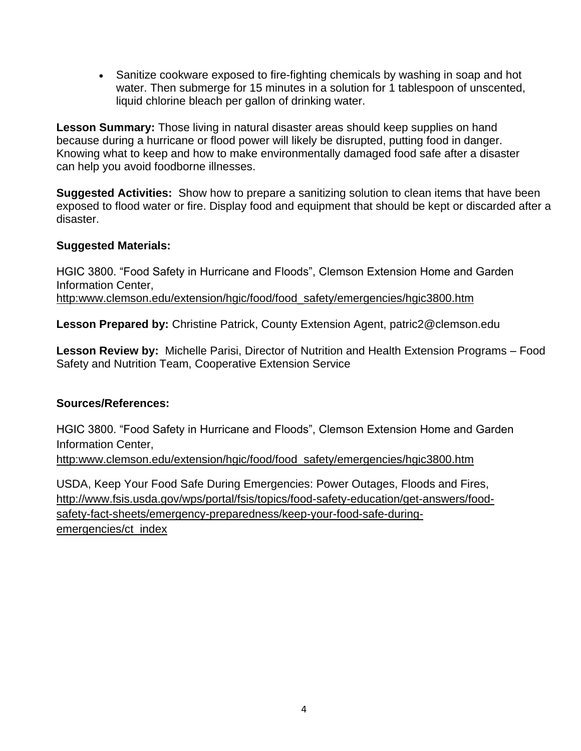- Sanitize cookware exposed to fire-fighting chemicals by washing in soap and hot water. Then submerge for 15 minutes in a solution for 1 tablespoon of unscented, liquid chlorine bleach per gallon of drinking water.

**Lesson Summary:** Those living in natural disaster areas should keep supplies on hand because during a hurricane or flood power will likely be disrupted, putting food in danger. Knowing what to keep and how to make environmentally damaged food safe after a disaster can help you avoid foodborne illnesses.

**Suggested Activities:** Show how to prepare a sanitizing solution to clean items that have been exposed to flood water or fire. Display food and equipment that should be kept or discarded after a disaster.

**Suggested Materials:**

HGIC 3800. "Food Safety in Hurricane and Floods", Clemson Extension Home and Garden Information Center, http:www.clemson.edu/extension/hgic/food/food_safety/emergencies/hgic3800.htm

**Lesson Prepared by:** Christine Patrick, County Extension Agent, patric2@clemson.edu

**Lesson Review by:** Michelle Parisi, Director of Nutrition and Health Extension Programs – Food Safety and Nutrition Team, Cooperative Extension Service

**Sources/References:**

HGIC 3800. "Food Safety in Hurricane and Floods", Clemson Extension Home and Garden Information Center, http:www.clemson.edu/extension/hgic/food/food_safety/emergencies/hgic3800.htm

USDA, Keep Your Food Safe During Emergencies: Power Outages, Floods and Fires, http://www.fsis.usda.gov/wps/portal/fsis/topics/food-safety-education/get-answers/food-safety-fact-sheets/emergency-preparedness/keep-your-food-safe-during-emergencies/ct_index